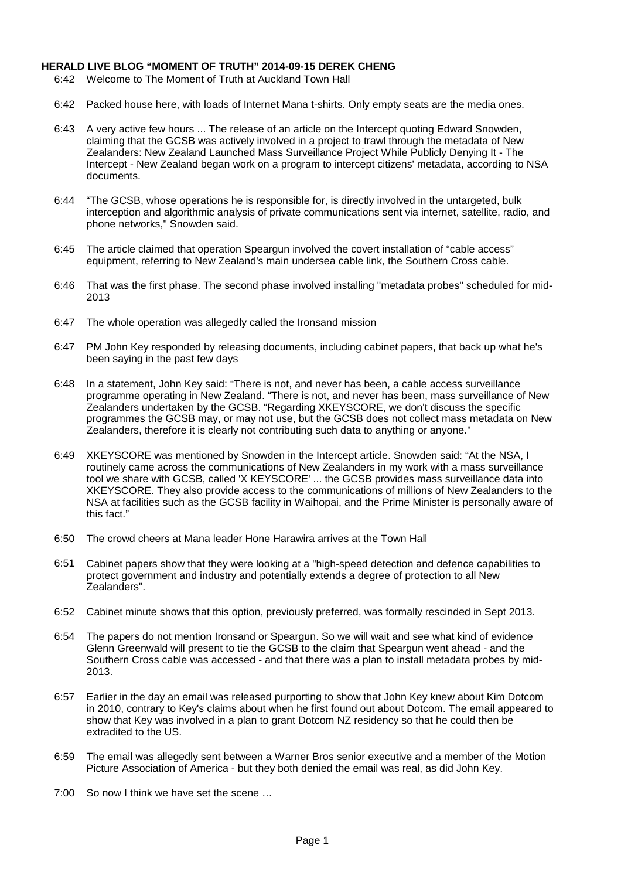**HERALD LIVE BLOG "MOMENT OF TRUTH" 2014-09-15 DEREK CHENG**

6:42 Welcome to The Moment of Truth at Auckland Town Hall

6:42 Packed house here, with loads of Internet Mana t-shirts. Only empty seats are the media ones.

6:43 A very active few hours ... The release of an article on the Intercept quoting Edward Snowden, claiming that the GCSB was actively involved in a project to trawl through the metadata of New Zealanders: New Zealand Launched Mass Surveillance Project While Publicly Denying It - The Intercept - New Zealand began work on a program to intercept citizens' metadata, according to NSA documents.

6:44 "The GCSB, whose operations he is responsible for, is directly involved in the untargeted, bulk interception and algorithmic analysis of private communications sent via internet, satellite, radio, and phone networks," Snowden said.

6:45 The article claimed that operation Speargun involved the covert installation of "cable access" equipment, referring to New Zealand's main undersea cable link, the Southern Cross cable.

6:46 That was the first phase. The second phase involved installing "metadata probes" scheduled for mid-2013

6:47 The whole operation was allegedly called the Ironsand mission

6:47 PM John Key responded by releasing documents, including cabinet papers, that back up what he's been saying in the past few days

6:48 In a statement, John Key said: "There is not, and never has been, a cable access surveillance programme operating in New Zealand. "There is not, and never has been, mass surveillance of New Zealanders undertaken by the GCSB. "Regarding XKEYSCORE, we don't discuss the specific programmes the GCSB may, or may not use, but the GCSB does not collect mass metadata on New Zealanders, therefore it is clearly not contributing such data to anything or anyone."

6:49 XKEYSCORE was mentioned by Snowden in the Intercept article. Snowden said: "At the NSA, I routinely came across the communications of New Zealanders in my work with a mass surveillance tool we share with GCSB, called 'X KEYSCORE' ... the GCSB provides mass surveillance data into XKEYSCORE. They also provide access to the communications of millions of New Zealanders to the NSA at facilities such as the GCSB facility in Waihopai, and the Prime Minister is personally aware of this fact."

6:50 The crowd cheers at Mana leader Hone Harawira arrives at the Town Hall

6:51 Cabinet papers show that they were looking at a "high-speed detection and defence capabilities to protect government and industry and potentially extends a degree of protection to all New Zealanders".

6:52 Cabinet minute shows that this option, previously preferred, was formally rescinded in Sept 2013.

6:54 The papers do not mention Ironsand or Speargun. So we will wait and see what kind of evidence Glenn Greenwald will present to tie the GCSB to the claim that Speargun went ahead - and the Southern Cross cable was accessed - and that there was a plan to install metadata probes by mid-2013.

6:57 Earlier in the day an email was released purporting to show that John Key knew about Kim Dotcom in 2010, contrary to Key's claims about when he first found out about Dotcom. The email appeared to show that Key was involved in a plan to grant Dotcom NZ residency so that he could then be extradited to the US.

6:59 The email was allegedly sent between a Warner Bros senior executive and a member of the Motion Picture Association of America - but they both denied the email was real, as did John Key.

7:00 So now I think we have set the scene …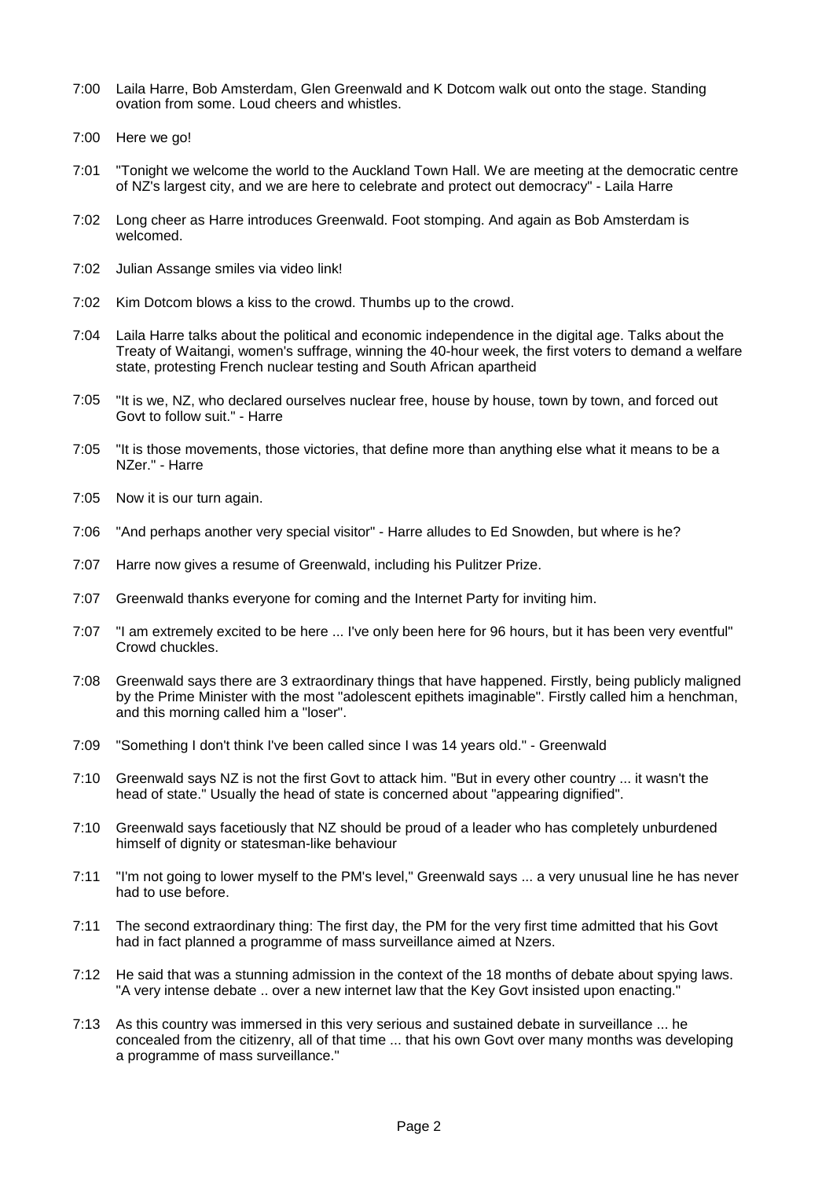7:00 Laila Harre, Bob Amsterdam, Glen Greenwald and K Dotcom walk out onto the stage. Standing ovation from some. Loud cheers and whistles.

7:00 Here we go!

7:01 "Tonight we welcome the world to the Auckland Town Hall. We are meeting at the democratic centre of NZ's largest city, and we are here to celebrate and protect out democracy" - Laila Harre

7:02 Long cheer as Harre introduces Greenwald. Foot stomping. And again as Bob Amsterdam is welcomed.

7:02 Julian Assange smiles via video link!

7:02 Kim Dotcom blows a kiss to the crowd. Thumbs up to the crowd.

7:04 Laila Harre talks about the political and economic independence in the digital age. Talks about the Treaty of Waitangi, women's suffrage, winning the 40-hour week, the first voters to demand a welfare state, protesting French nuclear testing and South African apartheid

7:05 "It is we, NZ, who declared ourselves nuclear free, house by house, town by town, and forced out Govt to follow suit." - Harre

7:05 "It is those movements, those victories, that define more than anything else what it means to be a NZer." - Harre

7:05 Now it is our turn again.

7:06 "And perhaps another very special visitor" - Harre alludes to Ed Snowden, but where is he?

7:07 Harre now gives a resume of Greenwald, including his Pulitzer Prize.

7:07 Greenwald thanks everyone for coming and the Internet Party for inviting him.

7:07 "I am extremely excited to be here ... I've only been here for 96 hours, but it has been very eventful" Crowd chuckles.

7:08 Greenwald says there are 3 extraordinary things that have happened. Firstly, being publicly maligned by the Prime Minister with the most "adolescent epithets imaginable". Firstly called him a henchman, and this morning called him a "loser".

7:09 "Something I don't think I've been called since I was 14 years old." - Greenwald

7:10 Greenwald says NZ is not the first Govt to attack him. "But in every other country ... it wasn't the head of state." Usually the head of state is concerned about "appearing dignified".

7:10 Greenwald says facetiously that NZ should be proud of a leader who has completely unburdened himself of dignity or statesman-like behaviour

7:11 "I'm not going to lower myself to the PM's level," Greenwald says ... a very unusual line he has never had to use before.

7:11 The second extraordinary thing: The first day, the PM for the very first time admitted that his Govt had in fact planned a programme of mass surveillance aimed at Nzers.

7:12 He said that was a stunning admission in the context of the 18 months of debate about spying laws. "A very intense debate .. over a new internet law that the Key Govt insisted upon enacting."

7:13 As this country was immersed in this very serious and sustained debate in surveillance ... he concealed from the citizenry, all of that time ... that his own Govt over many months was developing a programme of mass surveillance."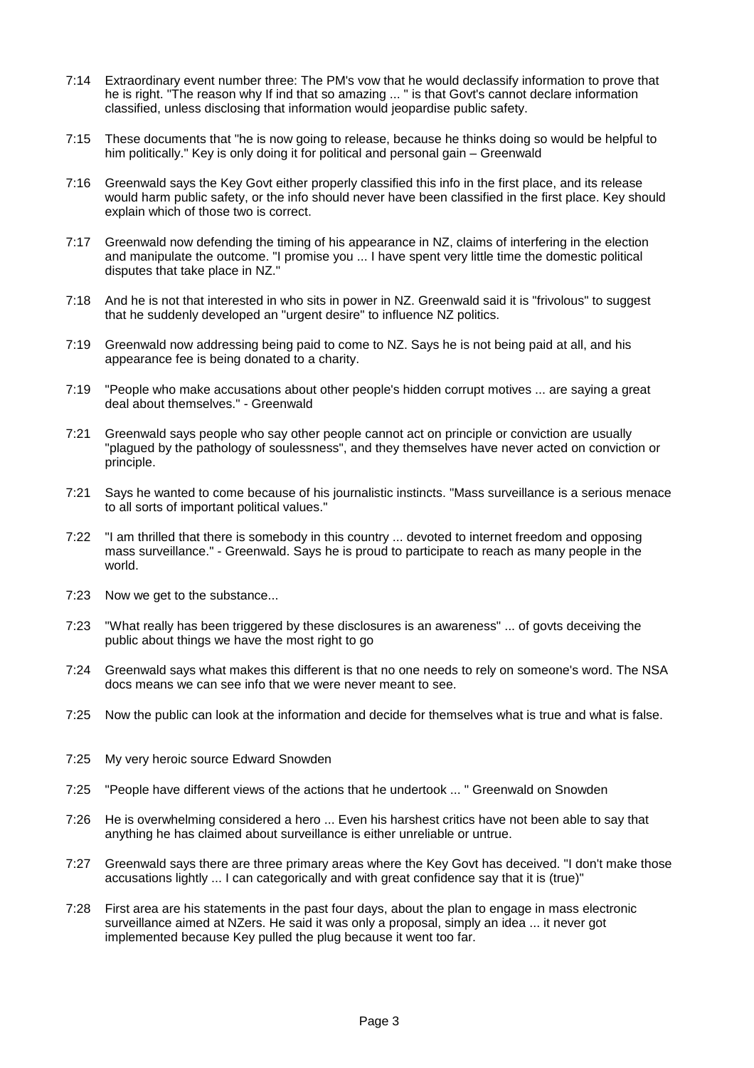7:14 Extraordinary event number three: The PM's vow that he would declassify information to prove that he is right. "The reason why If ind that so amazing ... " is that Govt's cannot declare information classified, unless disclosing that information would jeopardise public safety.

7:15 These documents that "he is now going to release, because he thinks doing so would be helpful to him politically." Key is only doing it for political and personal gain – Greenwald

7:16 Greenwald says the Key Govt either properly classified this info in the first place, and its release would harm public safety, or the info should never have been classified in the first place. Key should explain which of those two is correct.

7:17 Greenwald now defending the timing of his appearance in NZ, claims of interfering in the election and manipulate the outcome. "I promise you ... I have spent very little time the domestic political disputes that take place in NZ."

7:18 And he is not that interested in who sits in power in NZ. Greenwald said it is "frivolous" to suggest that he suddenly developed an "urgent desire" to influence NZ politics.

7:19 Greenwald now addressing being paid to come to NZ. Says he is not being paid at all, and his appearance fee is being donated to a charity.

7:19 "People who make accusations about other people's hidden corrupt motives ... are saying a great deal about themselves." - Greenwald

7:21 Greenwald says people who say other people cannot act on principle or conviction are usually "plagued by the pathology of soulessness", and they themselves have never acted on conviction or principle.

7:21 Says he wanted to come because of his journalistic instincts. "Mass surveillance is a serious menace to all sorts of important political values."

7:22 "I am thrilled that there is somebody in this country ... devoted to internet freedom and opposing mass surveillance." - Greenwald. Says he is proud to participate to reach as many people in the world.

7:23 Now we get to the substance...

7:23 "What really has been triggered by these disclosures is an awareness" ... of govts deceiving the public about things we have the most right to go

7:24 Greenwald says what makes this different is that no one needs to rely on someone's word. The NSA docs means we can see info that we were never meant to see.

7:25 Now the public can look at the information and decide for themselves what is true and what is false.

7:25 My very heroic source Edward Snowden

7:25 "People have different views of the actions that he undertook ... " Greenwald on Snowden

7:26 He is overwhelming considered a hero ... Even his harshest critics have not been able to say that anything he has claimed about surveillance is either unreliable or untrue.

7:27 Greenwald says there are three primary areas where the Key Govt has deceived. "I don't make those accusations lightly ... I can categorically and with great confidence say that it is (true)"

7:28 First area are his statements in the past four days, about the plan to engage in mass electronic surveillance aimed at NZers. He said it was only a proposal, simply an idea ... it never got implemented because Key pulled the plug because it went too far.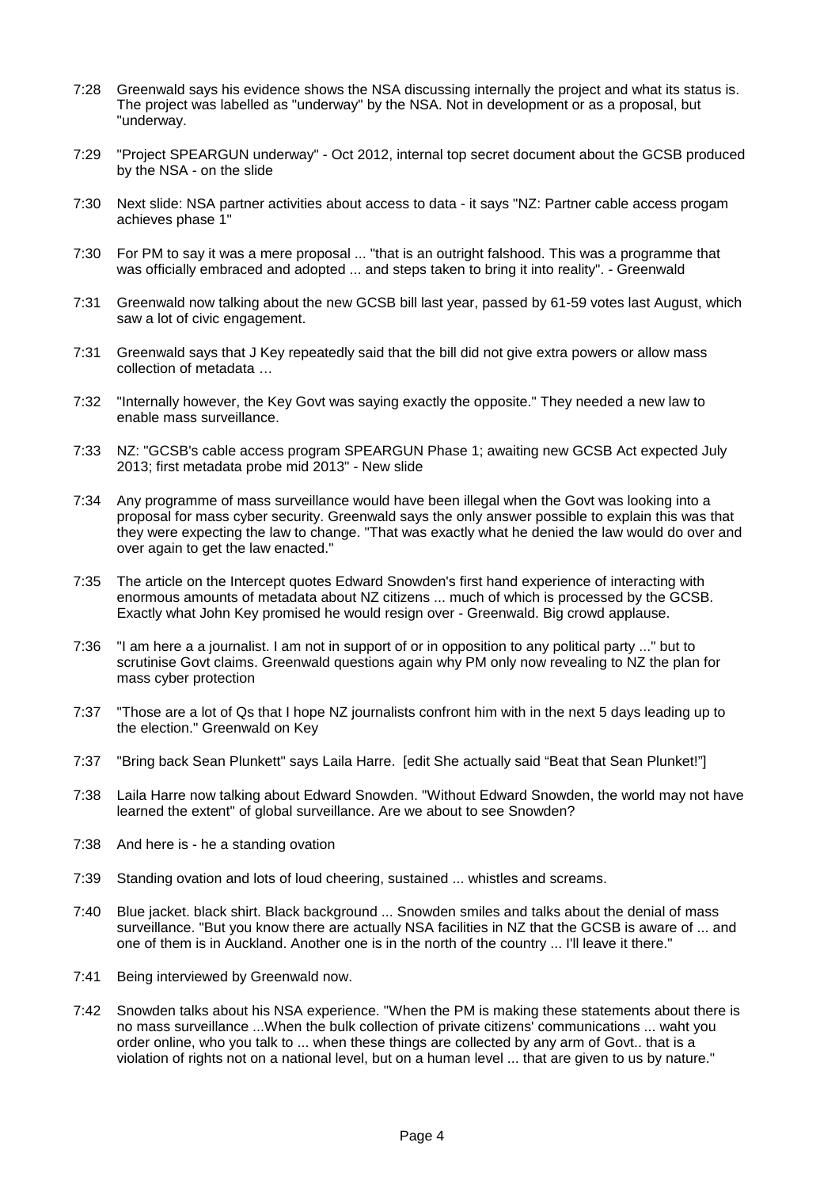7:28 Greenwald says his evidence shows the NSA discussing internally the project and what its status is. The project was labelled as "underway" by the NSA. Not in development or as a proposal, but "underway.

7:29 "Project SPEARGUN underway" - Oct 2012, internal top secret document about the GCSB produced by the NSA - on the slide

7:30 Next slide: NSA partner activities about access to data - it says "NZ: Partner cable access progam achieves phase 1"

7:30 For PM to say it was a mere proposal ... "that is an outright falshood. This was a programme that was officially embraced and adopted ... and steps taken to bring it into reality". - Greenwald

7:31 Greenwald now talking about the new GCSB bill last year, passed by 61-59 votes last August, which saw a lot of civic engagement.

7:31 Greenwald says that J Key repeatedly said that the bill did not give extra powers or allow mass collection of metadata …

7:32 "Internally however, the Key Govt was saying exactly the opposite." They needed a new law to enable mass surveillance.

7:33 NZ: "GCSB's cable access program SPEARGUN Phase 1; awaiting new GCSB Act expected July 2013; first metadata probe mid 2013" - New slide

7:34 Any programme of mass surveillance would have been illegal when the Govt was looking into a proposal for mass cyber security. Greenwald says the only answer possible to explain this was that they were expecting the law to change. "That was exactly what he denied the law would do over and over again to get the law enacted."

7:35 The article on the Intercept quotes Edward Snowden's first hand experience of interacting with enormous amounts of metadata about NZ citizens ... much of which is processed by the GCSB. Exactly what John Key promised he would resign over - Greenwald. Big crowd applause.

7:36 "I am here a a journalist. I am not in support of or in opposition to any political party ..." but to scrutinise Govt claims. Greenwald questions again why PM only now revealing to NZ the plan for mass cyber protection

7:37 "Those are a lot of Qs that I hope NZ journalists confront him with in the next 5 days leading up to the election." Greenwald on Key

7:37 "Bring back Sean Plunkett" says Laila Harre. [edit She actually said "Beat that Sean Plunket!"]

7:38 Laila Harre now talking about Edward Snowden. "Without Edward Snowden, the world may not have learned the extent" of global surveillance. Are we about to see Snowden?

7:38 And here is - he a standing ovation

7:39 Standing ovation and lots of loud cheering, sustained ... whistles and screams.

7:40 Blue jacket. black shirt. Black background ... Snowden smiles and talks about the denial of mass surveillance. "But you know there are actually NSA facilities in NZ that the GCSB is aware of ... and one of them is in Auckland. Another one is in the north of the country ... I'll leave it there."

7:41 Being interviewed by Greenwald now.

7:42 Snowden talks about his NSA experience. "When the PM is making these statements about there is no mass surveillance ...When the bulk collection of private citizens' communications ... waht you order online, who you talk to ... when these things are collected by any arm of Govt.. that is a violation of rights not on a national level, but on a human level ... that are given to us by nature."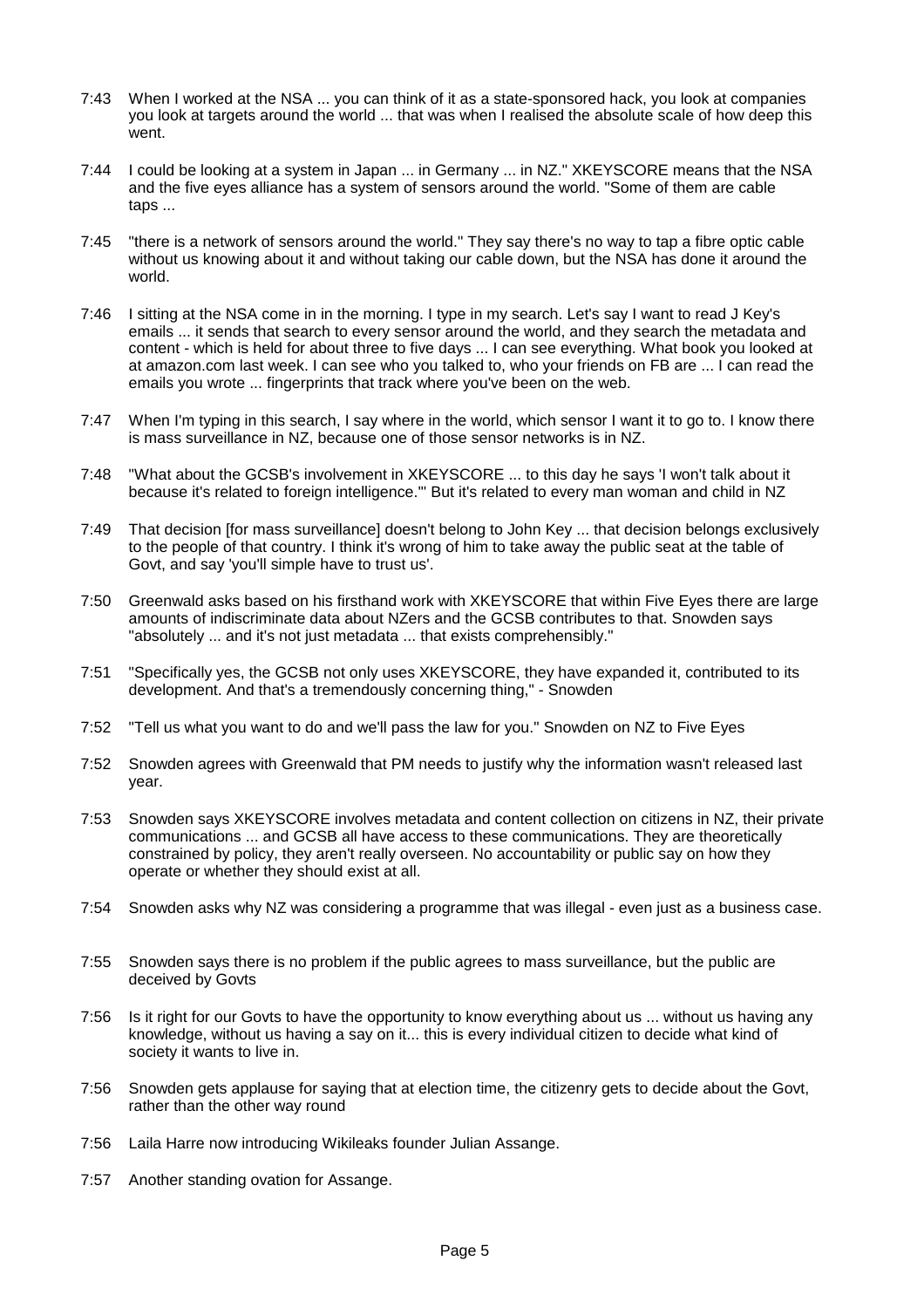7:43 When I worked at the NSA ... you can think of it as a state-sponsored hack, you look at companies you look at targets around the world ... that was when I realised the absolute scale of how deep this went.

7:44 I could be looking at a system in Japan ... in Germany ... in NZ." XKEYSCORE means that the NSA and the five eyes alliance has a system of sensors around the world. "Some of them are cable taps ...

7:45 "there is a network of sensors around the world." They say there's no way to tap a fibre optic cable without us knowing about it and without taking our cable down, but the NSA has done it around the world.

7:46 I sitting at the NSA come in in the morning. I type in my search. Let's say I want to read J Key's emails ... it sends that search to every sensor around the world, and they search the metadata and content - which is held for about three to five days ... I can see everything. What book you looked at at amazon.com last week. I can see who you talked to, who your friends on FB are ... I can read the emails you wrote ... fingerprints that track where you've been on the web.

7:47 When I'm typing in this search, I say where in the world, which sensor I want it to go to. I know there is mass surveillance in NZ, because one of those sensor networks is in NZ.

7:48 "What about the GCSB's involvement in XKEYSCORE ... to this day he says 'I won't talk about it because it's related to foreign intelligence.'" But it's related to every man woman and child in NZ

7:49 That decision [for mass surveillance] doesn't belong to John Key ... that decision belongs exclusively to the people of that country. I think it's wrong of him to take away the public seat at the table of Govt, and say 'you'll simple have to trust us'.

7:50 Greenwald asks based on his firsthand work with XKEYSCORE that within Five Eyes there are large amounts of indiscriminate data about NZers and the GCSB contributes to that. Snowden says "absolutely ... and it's not just metadata ... that exists comprehensibly."

7:51 "Specifically yes, the GCSB not only uses XKEYSCORE, they have expanded it, contributed to its development. And that's a tremendously concerning thing," - Snowden

7:52 "Tell us what you want to do and we'll pass the law for you." Snowden on NZ to Five Eyes

7:52 Snowden agrees with Greenwald that PM needs to justify why the information wasn't released last year.

7:53 Snowden says XKEYSCORE involves metadata and content collection on citizens in NZ, their private communications ... and GCSB all have access to these communications. They are theoretically constrained by policy, they aren't really overseen. No accountability or public say on how they operate or whether they should exist at all.

7:54 Snowden asks why NZ was considering a programme that was illegal - even just as a business case.

7:55 Snowden says there is no problem if the public agrees to mass surveillance, but the public are deceived by Govts

7:56 Is it right for our Govts to have the opportunity to know everything about us ... without us having any knowledge, without us having a say on it... this is every individual citizen to decide what kind of society it wants to live in.

7:56 Snowden gets applause for saying that at election time, the citizenry gets to decide about the Govt, rather than the other way round

7:56 Laila Harre now introducing Wikileaks founder Julian Assange.

7:57 Another standing ovation for Assange.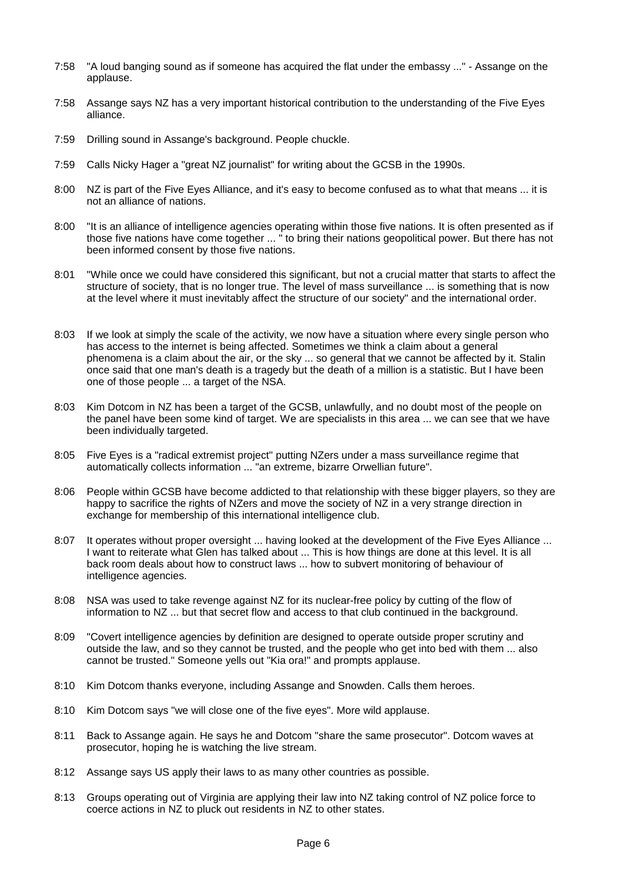7:58 "A loud banging sound as if someone has acquired the flat under the embassy ..." - Assange on the applause.

7:58 Assange says NZ has a very important historical contribution to the understanding of the Five Eyes alliance.

7:59 Drilling sound in Assange's background. People chuckle.

7:59 Calls Nicky Hager a "great NZ journalist" for writing about the GCSB in the 1990s.

8:00 NZ is part of the Five Eyes Alliance, and it's easy to become confused as to what that means ... it is not an alliance of nations.

8:00 "It is an alliance of intelligence agencies operating within those five nations. It is often presented as if those five nations have come together ... " to bring their nations geopolitical power. But there has not been informed consent by those five nations.

8:01 "While once we could have considered this significant, but not a crucial matter that starts to affect the structure of society, that is no longer true. The level of mass surveillance ... is something that is now at the level where it must inevitably affect the structure of our society" and the international order.

8:03 If we look at simply the scale of the activity, we now have a situation where every single person who has access to the internet is being affected. Sometimes we think a claim about a general phenomena is a claim about the air, or the sky ... so general that we cannot be affected by it. Stalin once said that one man's death is a tragedy but the death of a million is a statistic. But I have been one of those people ... a target of the NSA.

8:03 Kim Dotcom in NZ has been a target of the GCSB, unlawfully, and no doubt most of the people on the panel have been some kind of target. We are specialists in this area ... we can see that we have been individually targeted.

8:05 Five Eyes is a "radical extremist project" putting NZers under a mass surveillance regime that automatically collects information ... "an extreme, bizarre Orwellian future".

8:06 People within GCSB have become addicted to that relationship with these bigger players, so they are happy to sacrifice the rights of NZers and move the society of NZ in a very strange direction in exchange for membership of this international intelligence club.

8:07 It operates without proper oversight ... having looked at the development of the Five Eyes Alliance ... I want to reiterate what Glen has talked about ... This is how things are done at this level. It is all back room deals about how to construct laws ... how to subvert monitoring of behaviour of intelligence agencies.

8:08 NSA was used to take revenge against NZ for its nuclear-free policy by cutting of the flow of information to NZ ... but that secret flow and access to that club continued in the background.

8:09 "Covert intelligence agencies by definition are designed to operate outside proper scrutiny and outside the law, and so they cannot be trusted, and the people who get into bed with them ... also cannot be trusted." Someone yells out "Kia ora!" and prompts applause.

8:10 Kim Dotcom thanks everyone, including Assange and Snowden. Calls them heroes.

8:10 Kim Dotcom says "we will close one of the five eyes". More wild applause.

8:11 Back to Assange again. He says he and Dotcom "share the same prosecutor". Dotcom waves at prosecutor, hoping he is watching the live stream.

8:12 Assange says US apply their laws to as many other countries as possible.

8:13 Groups operating out of Virginia are applying their law into NZ taking control of NZ police force to coerce actions in NZ to pluck out residents in NZ to other states.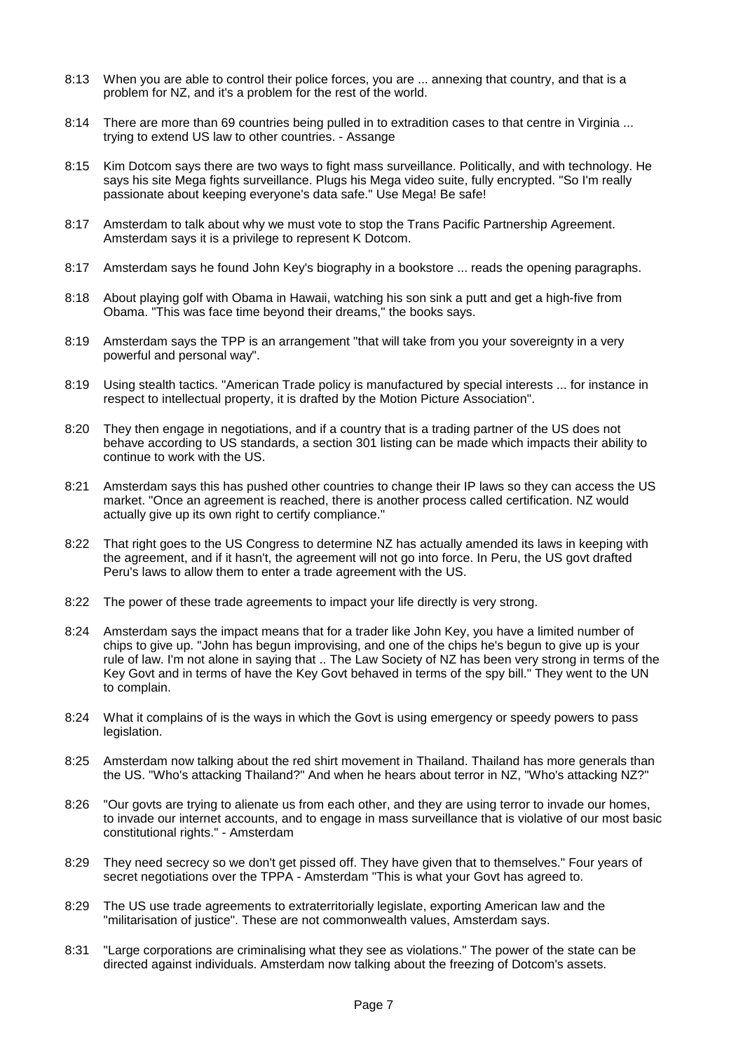8:13 When you are able to control their police forces, you are ... annexing that country, and that is a problem for NZ, and it's a problem for the rest of the world.

8:14 There are more than 69 countries being pulled in to extradition cases to that centre in Virginia ... trying to extend US law to other countries. - Assange

8:15 Kim Dotcom says there are two ways to fight mass surveillance. Politically, and with technology. He says his site Mega fights surveillance. Plugs his Mega video suite, fully encrypted. "So I'm really passionate about keeping everyone's data safe." Use Mega! Be safe!

8:17 Amsterdam to talk about why we must vote to stop the Trans Pacific Partnership Agreement. Amsterdam says it is a privilege to represent K Dotcom.

8:17 Amsterdam says he found John Key's biography in a bookstore ... reads the opening paragraphs.

8:18 About playing golf with Obama in Hawaii, watching his son sink a putt and get a high-five from Obama. "This was face time beyond their dreams," the books says.

8:19 Amsterdam says the TPP is an arrangement "that will take from you your sovereignty in a very powerful and personal way".

8:19 Using stealth tactics. "American Trade policy is manufactured by special interests ... for instance in respect to intellectual property, it is drafted by the Motion Picture Association".

8:20 They then engage in negotiations, and if a country that is a trading partner of the US does not behave according to US standards, a section 301 listing can be made which impacts their ability to continue to work with the US.

8:21 Amsterdam says this has pushed other countries to change their IP laws so they can access the US market. "Once an agreement is reached, there is another process called certification. NZ would actually give up its own right to certify compliance."

8:22 That right goes to the US Congress to determine NZ has actually amended its laws in keeping with the agreement, and if it hasn't, the agreement will not go into force. In Peru, the US govt drafted Peru's laws to allow them to enter a trade agreement with the US.

8:22 The power of these trade agreements to impact your life directly is very strong.

8:24 Amsterdam says the impact means that for a trader like John Key, you have a limited number of chips to give up. "John has begun improvising, and one of the chips he's begun to give up is your rule of law. I'm not alone in saying that .. The Law Society of NZ has been very strong in terms of the Key Govt and in terms of have the Key Govt behaved in terms of the spy bill." They went to the UN to complain.

8:24 What it complains of is the ways in which the Govt is using emergency or speedy powers to pass legislation.

8:25 Amsterdam now talking about the red shirt movement in Thailand. Thailand has more generals than the US. "Who's attacking Thailand?" And when he hears about terror in NZ, "Who's attacking NZ?"

8:26 "Our govts are trying to alienate us from each other, and they are using terror to invade our homes, to invade our internet accounts, and to engage in mass surveillance that is violative of our most basic constitutional rights." - Amsterdam

8:29 They need secrecy so we don't get pissed off. They have given that to themselves." Four years of secret negotiations over the TPPA - Amsterdam "This is what your Govt has agreed to.

8:29 The US use trade agreements to extraterritorially legislate, exporting American law and the "militarisation of justice". These are not commonwealth values, Amsterdam says.

8:31 "Large corporations are criminalising what they see as violations." The power of the state can be directed against individuals. Amsterdam now talking about the freezing of Dotcom's assets.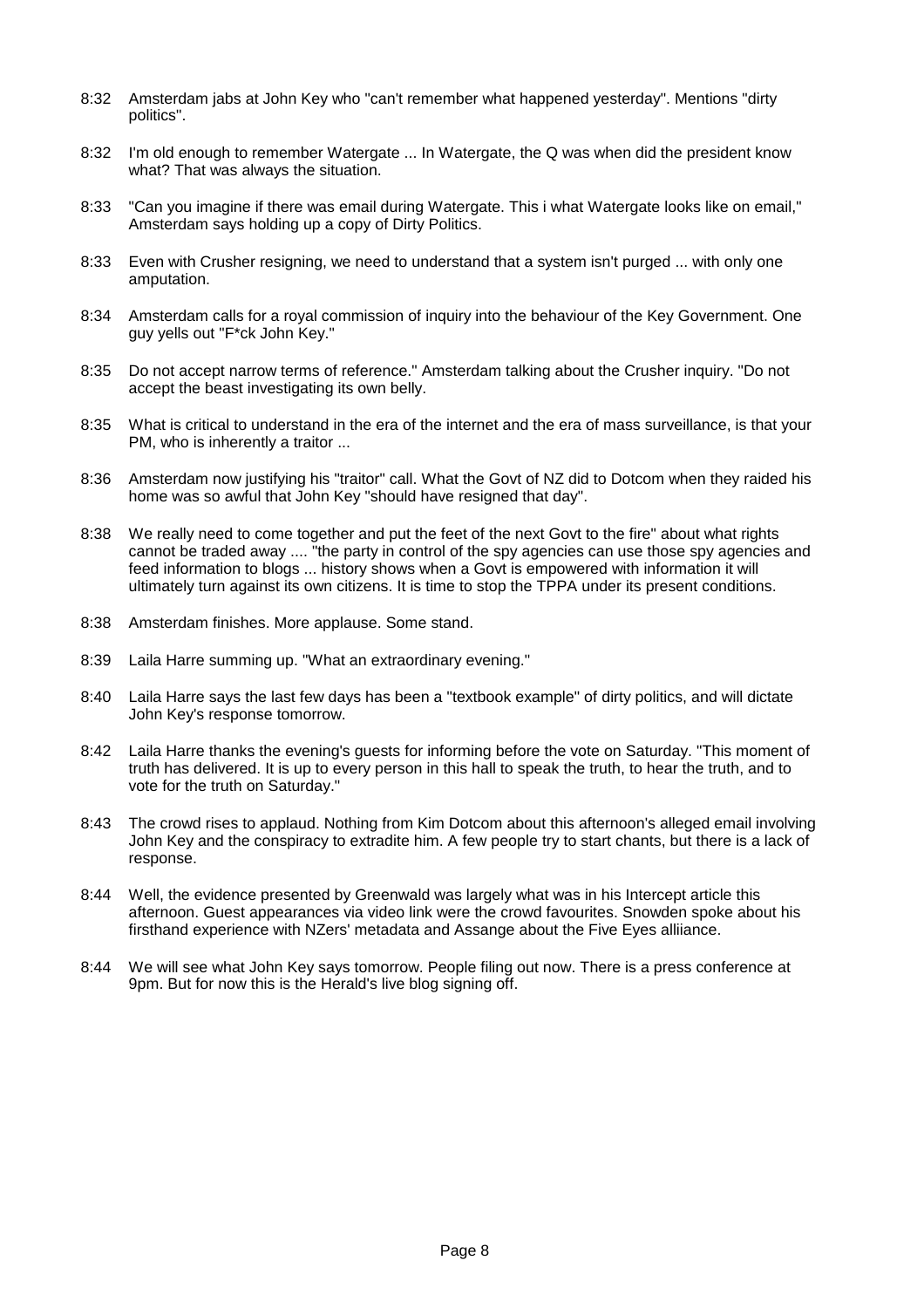8:32 Amsterdam jabs at John Key who "can't remember what happened yesterday". Mentions "dirty politics".

8:32 I'm old enough to remember Watergate ... In Watergate, the Q was when did the president know what? That was always the situation.

8:33 "Can you imagine if there was email during Watergate. This i what Watergate looks like on email," Amsterdam says holding up a copy of Dirty Politics.

8:33 Even with Crusher resigning, we need to understand that a system isn't purged ... with only one amputation.

8:34 Amsterdam calls for a royal commission of inquiry into the behaviour of the Key Government. One guy yells out "F*ck John Key."

8:35 Do not accept narrow terms of reference." Amsterdam talking about the Crusher inquiry. "Do not accept the beast investigating its own belly.

8:35 What is critical to understand in the era of the internet and the era of mass surveillance, is that your PM, who is inherently a traitor ...

8:36 Amsterdam now justifying his "traitor" call. What the Govt of NZ did to Dotcom when they raided his home was so awful that John Key "should have resigned that day".

8:38 We really need to come together and put the feet of the next Govt to the fire" about what rights cannot be traded away .... "the party in control of the spy agencies can use those spy agencies and feed information to blogs ... history shows when a Govt is empowered with information it will ultimately turn against its own citizens. It is time to stop the TPPA under its present conditions.

8:38 Amsterdam finishes. More applause. Some stand.

8:39 Laila Harre summing up. "What an extraordinary evening."

8:40 Laila Harre says the last few days has been a "textbook example" of dirty politics, and will dictate John Key's response tomorrow.

8:42 Laila Harre thanks the evening's guests for informing before the vote on Saturday. "This moment of truth has delivered. It is up to every person in this hall to speak the truth, to hear the truth, and to vote for the truth on Saturday."

8:43 The crowd rises to applaud. Nothing from Kim Dotcom about this afternoon's alleged email involving John Key and the conspiracy to extradite him. A few people try to start chants, but there is a lack of response.

8:44 Well, the evidence presented by Greenwald was largely what was in his Intercept article this afternoon. Guest appearances via video link were the crowd favourites. Snowden spoke about his firsthand experience with NZers' metadata and Assange about the Five Eyes alliiance.

8:44 We will see what John Key says tomorrow. People filing out now. There is a press conference at 9pm. But for now this is the Herald's live blog signing off.